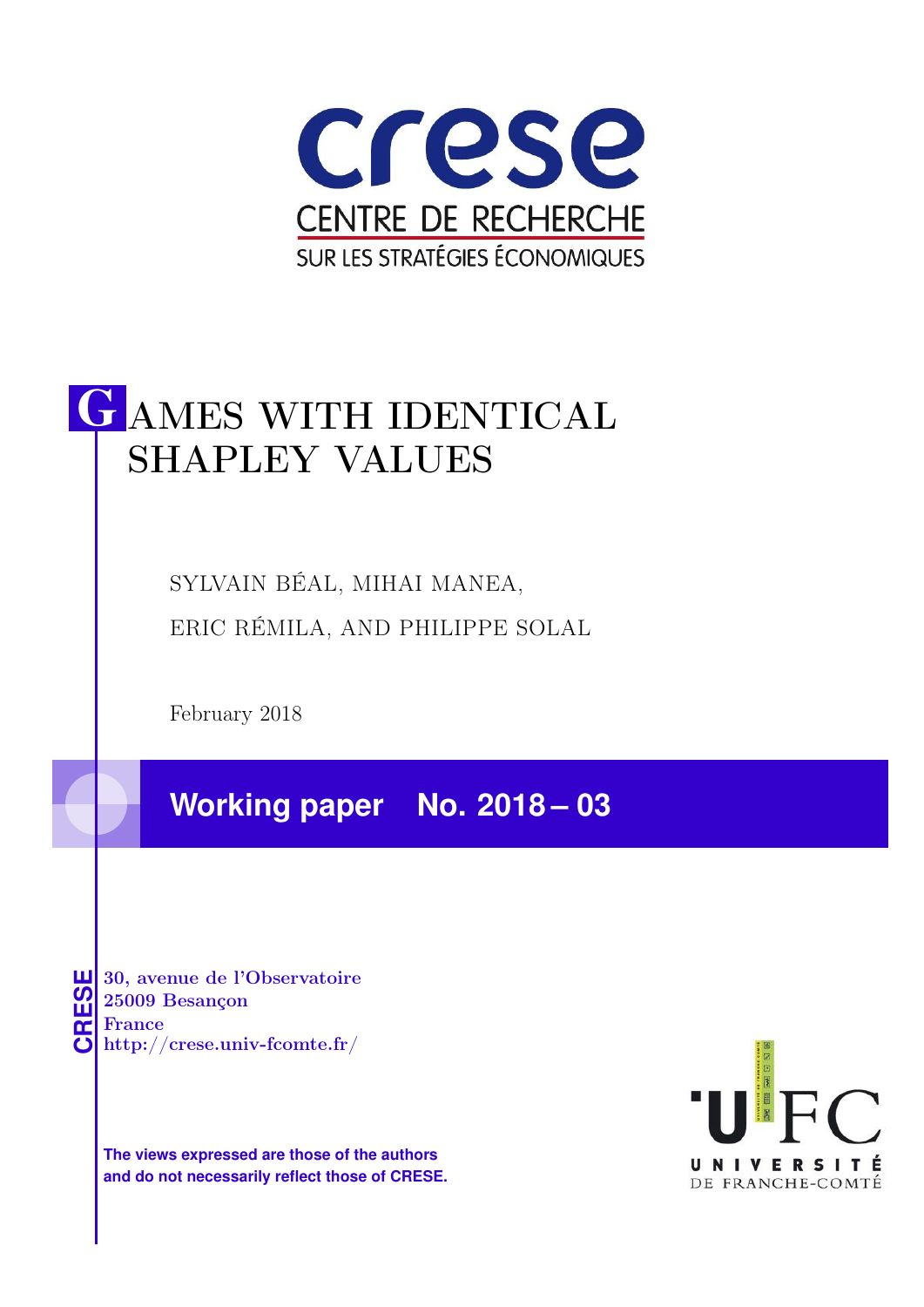crese

CENTRE DE RECHERCHE

SUR LES STRATÉGIES ÉCONOMIQUES

# GAMES WITH IDENTICAL SHAPLEY VALUES

SYLVAIN BÉAL, MIHAI MANEA,

ERIC RÉMILA, AND PHILIPPE SOLAL

February 2018

**Working paper No. 2018 – 03**

CRESE

30, avenue de l'Observatoire
25009 Besançon
France
http://crese.univ-fcomte.fr/

**The views expressed are those of the authors and do not necessarily reflect those of CRESE.**

UFC UNIVERSITÉ DE FRANCHE-COMTÉ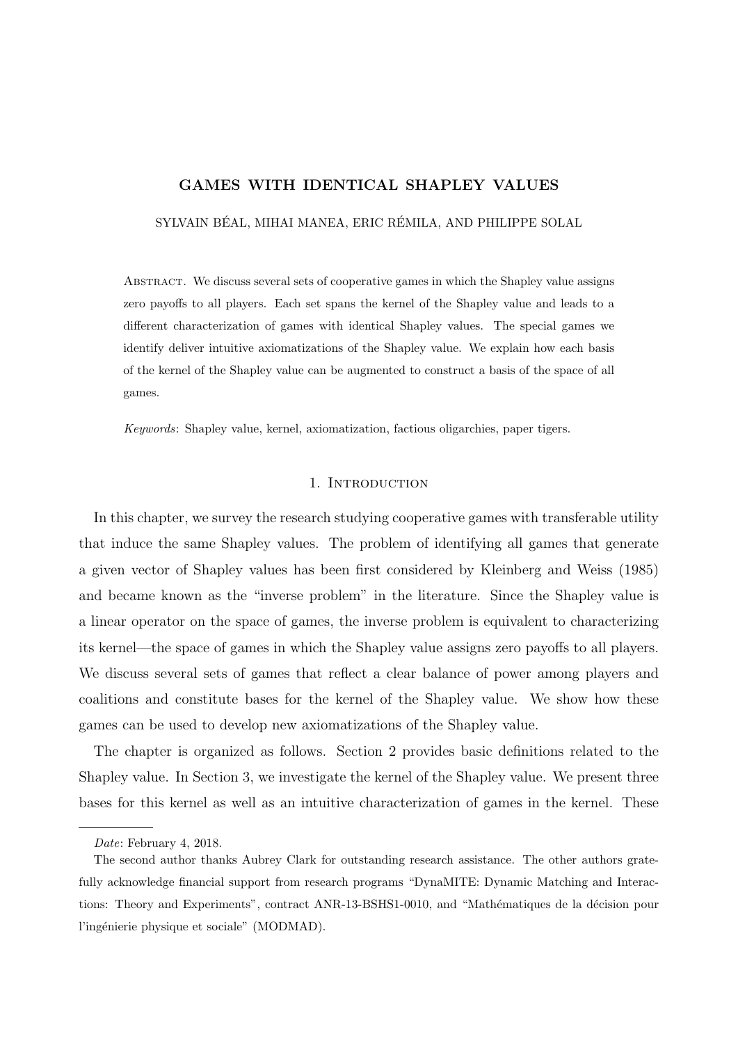**GAMES WITH IDENTICAL SHAPLEY VALUES**

SYLVAIN BÉAL, MIHAI MANEA, ERIC RÉMILA, AND PHILIPPE SOLAL

Abstract. We discuss several sets of cooperative games in which the Shapley value assigns zero payoffs to all players. Each set spans the kernel of the Shapley value and leads to a different characterization of games with identical Shapley values. The special games we identify deliver intuitive axiomatizations of the Shapley value. We explain how each basis of the kernel of the Shapley value can be augmented to construct a basis of the space of all games.

*Keywords*: Shapley value, kernel, axiomatization, factious oligarchies, paper tigers.

## 1. Introduction

In this chapter, we survey the research studying cooperative games with transferable utility that induce the same Shapley values. The problem of identifying all games that generate a given vector of Shapley values has been first considered by Kleinberg and Weiss (1985) and became known as the "inverse problem" in the literature. Since the Shapley value is a linear operator on the space of games, the inverse problem is equivalent to characterizing its kernel—the space of games in which the Shapley value assigns zero payoffs to all players. We discuss several sets of games that reflect a clear balance of power among players and coalitions and constitute bases for the kernel of the Shapley value. We show how these games can be used to develop new axiomatizations of the Shapley value.

The chapter is organized as follows. Section 2 provides basic definitions related to the Shapley value. In Section 3, we investigate the kernel of the Shapley value. We present three bases for this kernel as well as an intuitive characterization of games in the kernel. These

---

*Date*: February 4, 2018.

The second author thanks Aubrey Clark for outstanding research assistance. The other authors gratefully acknowledge financial support from research programs "DynaMITE: Dynamic Matching and Interactions: Theory and Experiments", contract ANR-13-BSHS1-0010, and "Mathématiques de la décision pour l'ingénierie physique et sociale" (MODMAD).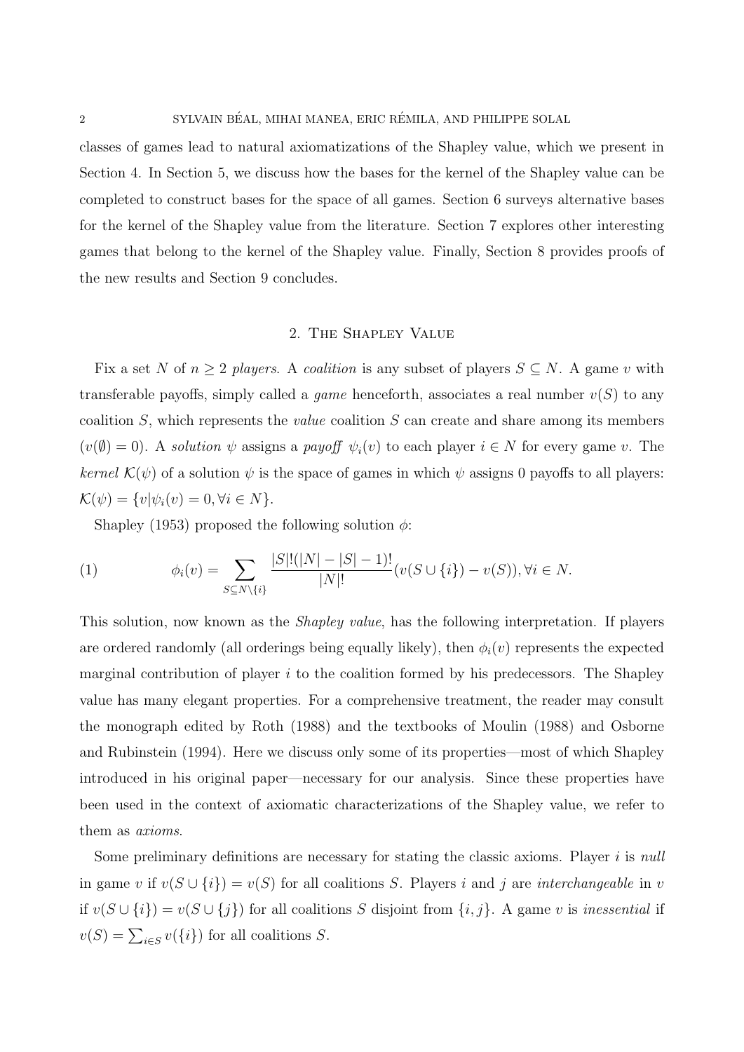classes of games lead to natural axiomatizations of the Shapley value, which we present in Section 4. In Section 5, we discuss how the bases for the kernel of the Shapley value can be completed to construct bases for the space of all games. Section 6 surveys alternative bases for the kernel of the Shapley value from the literature. Section 7 explores other interesting games that belong to the kernel of the Shapley value. Finally, Section 8 provides proofs of the new results and Section 9 concludes.

## 2. The Shapley Value

Fix a set $N$ of $n \geq 2$ *players*. A *coalition* is any subset of players $S \subseteq N$. A game $v$ with transferable payoffs, simply called a *game* henceforth, associates a real number $v(S)$ to any coalition $S$, which represents the *value* coalition $S$ can create and share among its members ($v(\emptyset) = 0$). A *solution* $\psi$ assigns a *payoff* $\psi_i(v)$ to each player $i \in N$ for every game $v$. The *kernel* $\mathcal{K}(\psi)$ of a solution $\psi$ is the space of games in which $\psi$ assigns 0 payoffs to all players: $\mathcal{K}(\psi) = \{v | \psi_i(v) = 0, \forall i \in N\}$.

Shapley (1953) proposed the following solution $\phi$:

$$\phi_i(v) = \sum_{S \subseteq N \setminus \{i\}} \frac{|S|!(|N| - |S| - 1)!}{|N|!} (v(S \cup \{i\}) - v(S)), \forall i \in N. \tag{1}$$

This solution, now known as the *Shapley value*, has the following interpretation. If players are ordered randomly (all orderings being equally likely), then $\phi_i(v)$ represents the expected marginal contribution of player $i$ to the coalition formed by his predecessors. The Shapley value has many elegant properties. For a comprehensive treatment, the reader may consult the monograph edited by Roth (1988) and the textbooks of Moulin (1988) and Osborne and Rubinstein (1994). Here we discuss only some of its properties—most of which Shapley introduced in his original paper—necessary for our analysis. Since these properties have been used in the context of axiomatic characterizations of the Shapley value, we refer to them as *axioms*.

Some preliminary definitions are necessary for stating the classic axioms. Player $i$ is *null* in game $v$ if $v(S \cup \{i\}) = v(S)$ for all coalitions $S$. Players $i$ and $j$ are *interchangeable* in $v$ if $v(S \cup \{i\}) = v(S \cup \{j\})$ for all coalitions $S$ disjoint from $\{i, j\}$. A game $v$ is *inessential* if $v(S) = \sum_{i \in S} v(\{i\})$ for all coalitions $S$.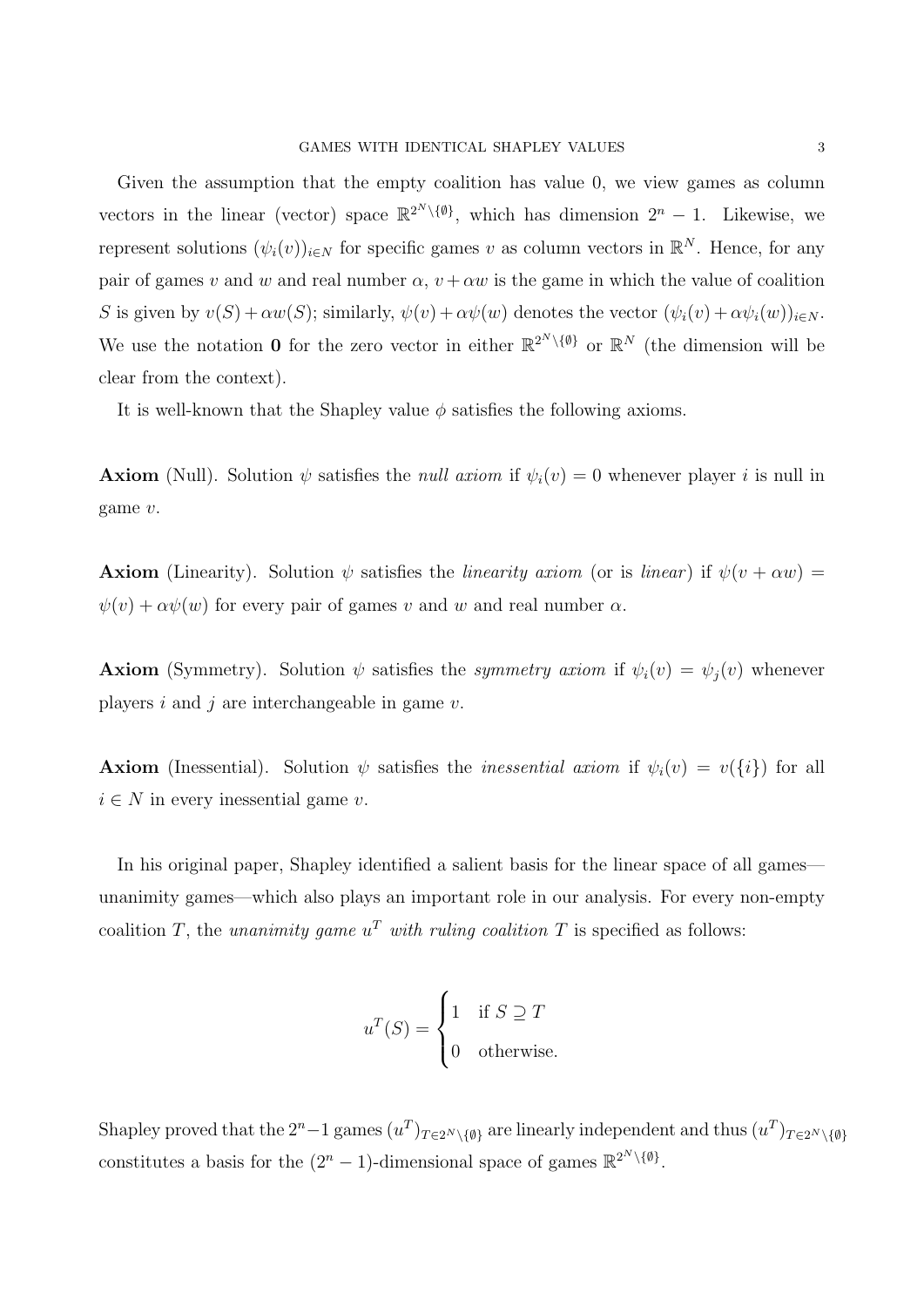Given the assumption that the empty coalition has value 0, we view games as column vectors in the linear (vector) space $\mathbb{R}^{2^N \setminus \{\emptyset\}}$, which has dimension $2^n - 1$. Likewise, we represent solutions $(\psi_i(v))_{i \in N}$ for specific games $v$ as column vectors in $\mathbb{R}^N$. Hence, for any pair of games $v$ and $w$ and real number $\alpha$, $v + \alpha w$ is the game in which the value of coalition $S$ is given by $v(S) + \alpha w(S)$; similarly, $\psi(v) + \alpha \psi(w)$ denotes the vector $(\psi_i(v) + \alpha \psi_i(w))_{i \in N}$. We use the notation $\mathbf{0}$ for the zero vector in either $\mathbb{R}^{2^N \setminus \{\emptyset\}}$ or $\mathbb{R}^N$ (the dimension will be clear from the context).

It is well-known that the Shapley value $\phi$ satisfies the following axioms.

**Axiom** (Null). Solution $\psi$ satisfies the *null axiom* if $\psi_i(v) = 0$ whenever player $i$ is null in game $v$.

**Axiom** (Linearity). Solution $\psi$ satisfies the *linearity axiom* (or is *linear*) if $\psi(v + \alpha w) = \psi(v) + \alpha \psi(w)$ for every pair of games $v$ and $w$ and real number $\alpha$.

**Axiom** (Symmetry). Solution $\psi$ satisfies the *symmetry axiom* if $\psi_i(v) = \psi_j(v)$ whenever players $i$ and $j$ are interchangeable in game $v$.

**Axiom** (Inessential). Solution $\psi$ satisfies the *inessential axiom* if $\psi_i(v) = v(\{i\})$ for all $i \in N$ in every inessential game $v$.

In his original paper, Shapley identified a salient basis for the linear space of all games—unanimity games—which also plays an important role in our analysis. For every non-empty coalition $T$, the *unanimity game $u^T$ with ruling coalition $T$* is specified as follows:

$$u^T(S) = \begin{cases} 1 & \text{if } S \supseteq T \\ 0 & \text{otherwise.} \end{cases}$$

Shapley proved that the $2^n - 1$ games $(u^T)_{T \in 2^N \setminus \{\emptyset\}}$ are linearly independent and thus $(u^T)_{T \in 2^N \setminus \{\emptyset\}}$ constitutes a basis for the $(2^n - 1)$-dimensional space of games $\mathbb{R}^{2^N \setminus \{\emptyset\}}$.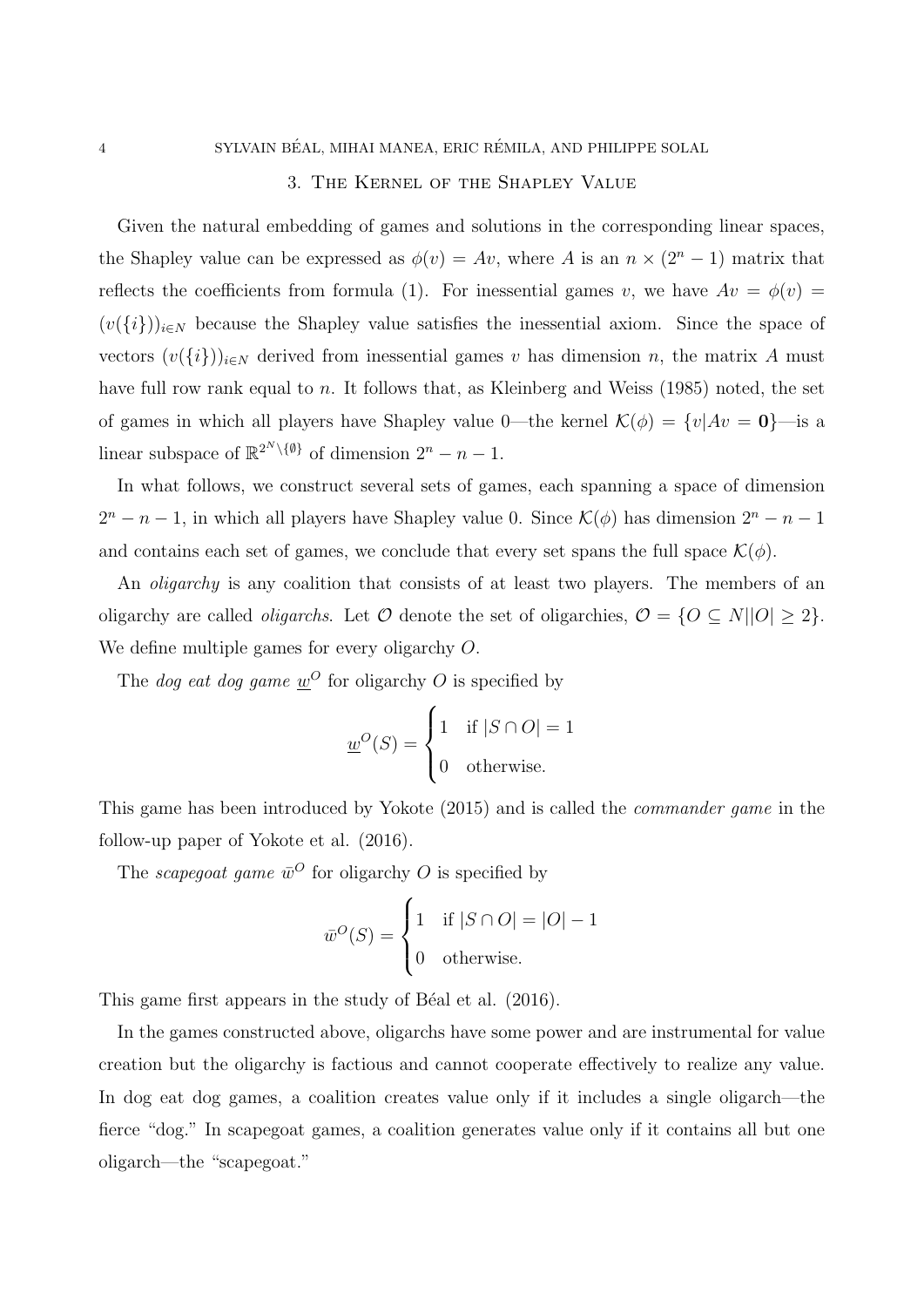## 3. The Kernel of the Shapley Value

Given the natural embedding of games and solutions in the corresponding linear spaces, the Shapley value can be expressed as $\phi(v) = Av$, where $A$ is an $n \times (2^n - 1)$ matrix that reflects the coefficients from formula (1). For inessential games $v$, we have $Av = \phi(v) = (v(\{i\}))_{i \in N}$ because the Shapley value satisfies the inessential axiom. Since the space of vectors $(v(\{i\}))_{i \in N}$ derived from inessential games $v$ has dimension $n$, the matrix $A$ must have full row rank equal to $n$. It follows that, as Kleinberg and Weiss (1985) noted, the set of games in which all players have Shapley value 0—the kernel $\mathcal{K}(\phi) = \{v | Av = \mathbf{0}\}$—is a linear subspace of $\mathbb{R}^{2^N \setminus \{\emptyset\}}$ of dimension $2^n - n - 1$.

In what follows, we construct several sets of games, each spanning a space of dimension $2^n - n - 1$, in which all players have Shapley value 0. Since $\mathcal{K}(\phi)$ has dimension $2^n - n - 1$ and contains each set of games, we conclude that every set spans the full space $\mathcal{K}(\phi)$.

An *oligarchy* is any coalition that consists of at least two players. The members of an oligarchy are called *oligarchs*. Let $\mathcal{O}$ denote the set of oligarchies, $\mathcal{O} = \{O \subseteq N | |O| \geq 2\}$. We define multiple games for every oligarchy $O$.

The *dog eat dog game* $\underline{w}^O$ for oligarchy $O$ is specified by

$$\underline{w}^O(S) = \begin{cases} 1 & \text{if } |S \cap O| = 1 \\ 0 & \text{otherwise.} \end{cases}$$

This game has been introduced by Yokote (2015) and is called the *commander game* in the follow-up paper of Yokote et al. (2016).

The *scapegoat game* $\bar{w}^O$ for oligarchy $O$ is specified by

$$\bar{w}^O(S) = \begin{cases} 1 & \text{if } |S \cap O| = |O| - 1 \\ 0 & \text{otherwise.} \end{cases}$$

This game first appears in the study of Béal et al. (2016).

In the games constructed above, oligarchs have some power and are instrumental for value creation but the oligarchy is factious and cannot cooperate effectively to realize any value. In dog eat dog games, a coalition creates value only if it includes a single oligarch—the fierce "dog." In scapegoat games, a coalition generates value only if it contains all but one oligarch—the "scapegoat."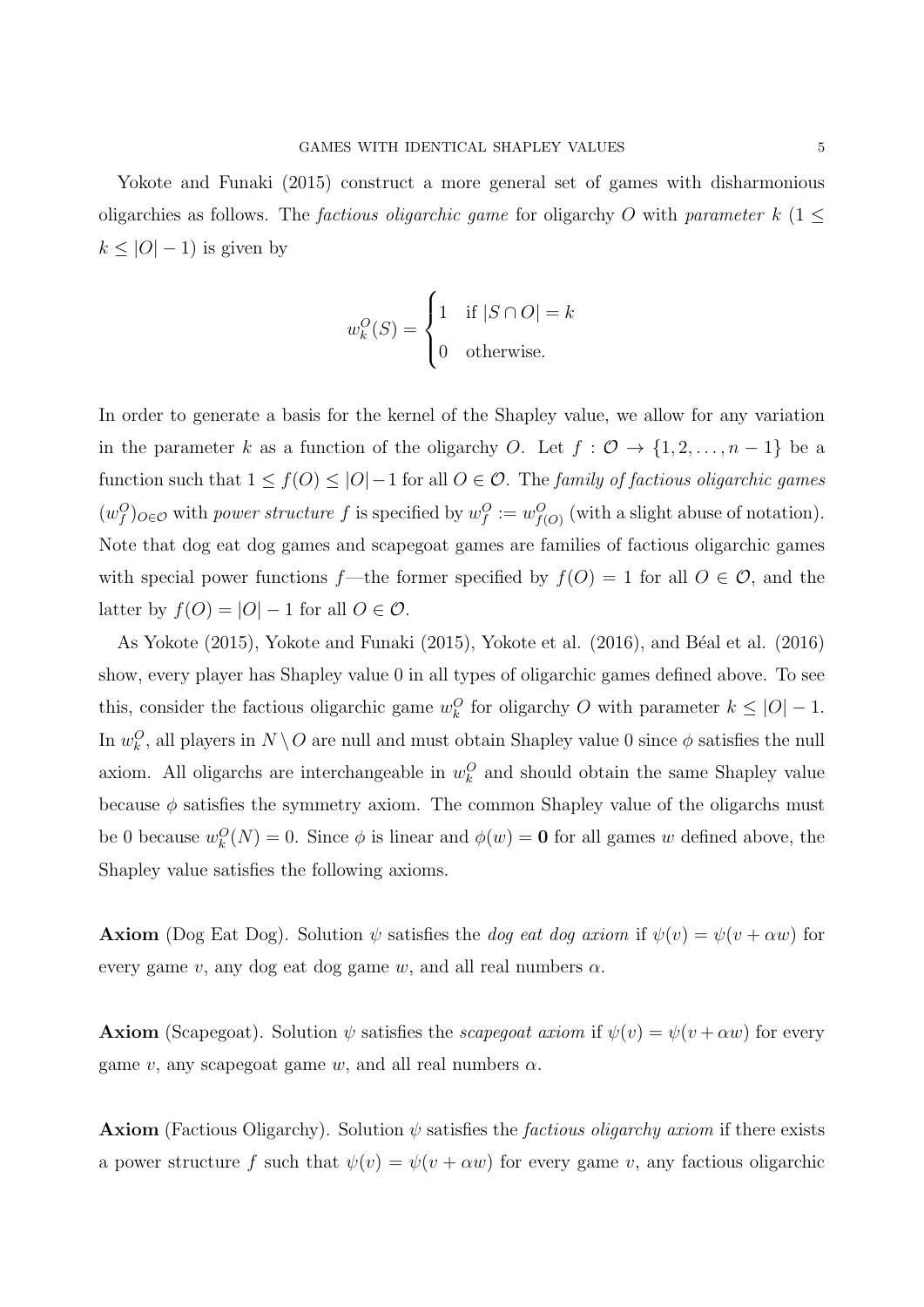Yokote and Funaki (2015) construct a more general set of games with disharmonious oligarchies as follows. The *factious oligarchic game* for oligarchy $O$ with *parameter* $k$ ($1 \leq k \leq |O| - 1$) is given by

$$w_k^O(S) = \begin{cases} 1 & \text{if } |S \cap O| = k \\ 0 & \text{otherwise.} \end{cases}$$

In order to generate a basis for the kernel of the Shapley value, we allow for any variation in the parameter $k$ as a function of the oligarchy $O$. Let $f : \mathcal{O} \to \{1, 2, \ldots, n-1\}$ be a function such that $1 \leq f(O) \leq |O| - 1$ for all $O \in \mathcal{O}$. The *family of factious oligarchic games* $(w_f^O)_{O \in \mathcal{O}}$ with *power structure* $f$ is specified by $w_f^O := w_{f(O)}^O$ (with a slight abuse of notation). Note that dog eat dog games and scapegoat games are families of factious oligarchic games with special power functions $f$—the former specified by $f(O) = 1$ for all $O \in \mathcal{O}$, and the latter by $f(O) = |O| - 1$ for all $O \in \mathcal{O}$.

As Yokote (2015), Yokote and Funaki (2015), Yokote et al. (2016), and Béal et al. (2016) show, every player has Shapley value 0 in all types of oligarchic games defined above. To see this, consider the factious oligarchic game $w_k^O$ for oligarchy $O$ with parameter $k \leq |O| - 1$. In $w_k^O$, all players in $N \setminus O$ are null and must obtain Shapley value 0 since $\phi$ satisfies the null axiom. All oligarchs are interchangeable in $w_k^O$ and should obtain the same Shapley value because $\phi$ satisfies the symmetry axiom. The common Shapley value of the oligarchs must be 0 because $w_k^O(N) = 0$. Since $\phi$ is linear and $\phi(w) = \mathbf{0}$ for all games $w$ defined above, the Shapley value satisfies the following axioms.

**Axiom** (Dog Eat Dog). Solution $\psi$ satisfies the *dog eat dog axiom* if $\psi(v) = \psi(v + \alpha w)$ for every game $v$, any dog eat dog game $w$, and all real numbers $\alpha$.

**Axiom** (Scapegoat). Solution $\psi$ satisfies the *scapegoat axiom* if $\psi(v) = \psi(v + \alpha w)$ for every game $v$, any scapegoat game $w$, and all real numbers $\alpha$.

**Axiom** (Factious Oligarchy). Solution $\psi$ satisfies the *factious oligarchy axiom* if there exists a power structure $f$ such that $\psi(v) = \psi(v + \alpha w)$ for every game $v$, any factious oligarchic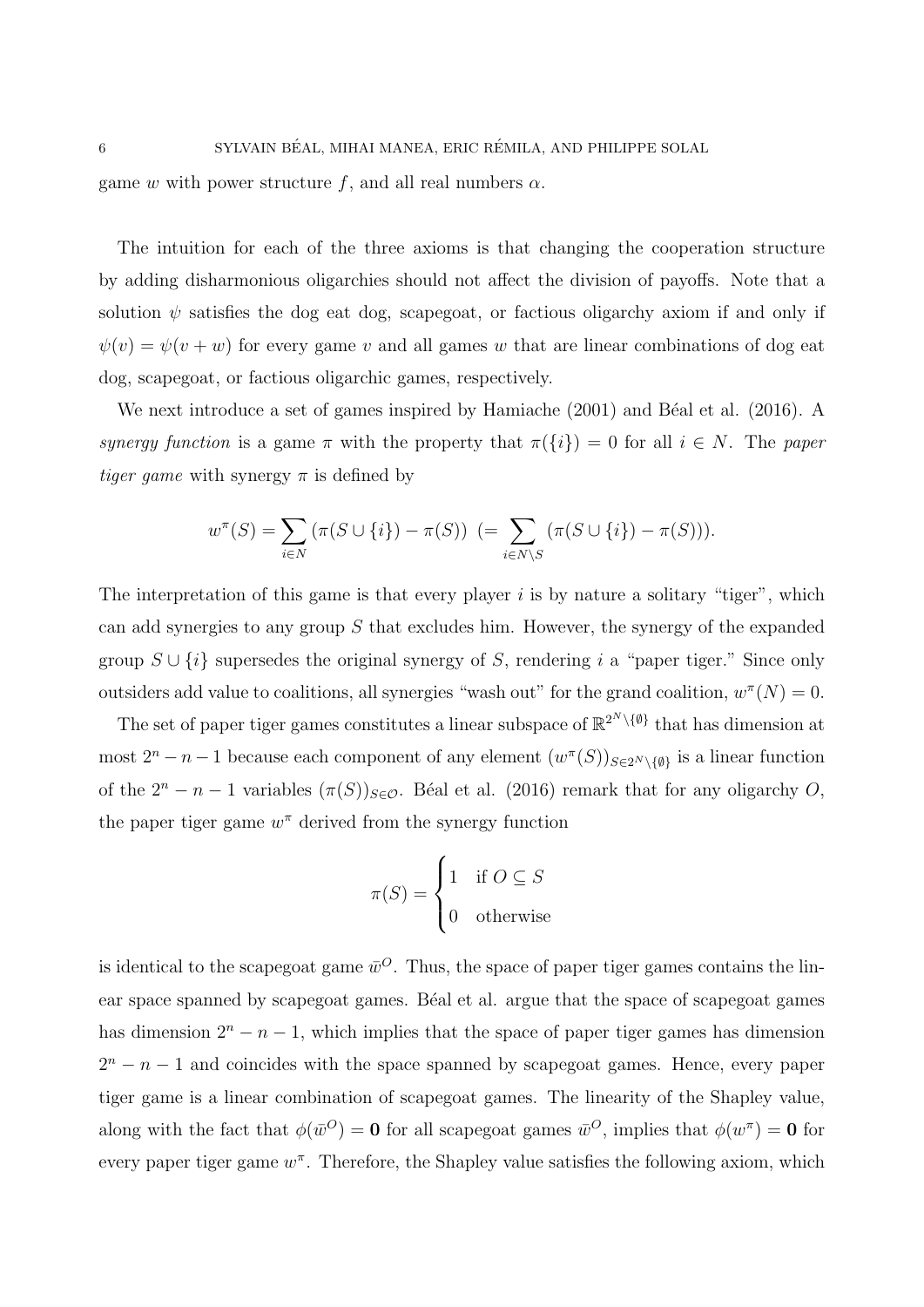game $w$ with power structure $f$, and all real numbers $\alpha$.

The intuition for each of the three axioms is that changing the cooperation structure by adding disharmonious oligarchies should not affect the division of payoffs. Note that a solution $\psi$ satisfies the dog eat dog, scapegoat, or factious oligarchy axiom if and only if $\psi(v) = \psi(v + w)$ for every game $v$ and all games $w$ that are linear combinations of dog eat dog, scapegoat, or factious oligarchic games, respectively.

We next introduce a set of games inspired by Hamiache (2001) and Béal et al. (2016). A *synergy function* is a game $\pi$ with the property that $\pi(\{i\}) = 0$ for all $i \in N$. The *paper tiger game* with synergy $\pi$ is defined by

$$w^\pi(S) = \sum_{i \in N} (\pi(S \cup \{i\}) - \pi(S)) \;\; \Big(= \sum_{i \in N \setminus S} (\pi(S \cup \{i\}) - \pi(S))\Big).$$

The interpretation of this game is that every player $i$ is by nature a solitary "tiger", which can add synergies to any group $S$ that excludes him. However, the synergy of the expanded group $S \cup \{i\}$ supersedes the original synergy of $S$, rendering $i$ a "paper tiger." Since only outsiders add value to coalitions, all synergies "wash out" for the grand coalition, $w^\pi(N) = 0$.

The set of paper tiger games constitutes a linear subspace of $\mathbb{R}^{2^N \setminus \{\emptyset\}}$ that has dimension at most $2^n - n - 1$ because each component of any element $(w^\pi(S))_{S \in 2^N \setminus \{\emptyset\}}$ is a linear function of the $2^n - n - 1$ variables $(\pi(S))_{S \in \mathcal{O}}$. Béal et al. (2016) remark that for any oligarchy $O$, the paper tiger game $w^\pi$ derived from the synergy function

$$\pi(S) = \begin{cases} 1 & \text{if } O \subseteq S \\ 0 & \text{otherwise} \end{cases}$$

is identical to the scapegoat game $\bar{w}^O$. Thus, the space of paper tiger games contains the linear space spanned by scapegoat games. Béal et al. argue that the space of scapegoat games has dimension $2^n - n - 1$, which implies that the space of paper tiger games has dimension $2^n - n - 1$ and coincides with the space spanned by scapegoat games. Hence, every paper tiger game is a linear combination of scapegoat games. The linearity of the Shapley value, along with the fact that $\phi(\bar{w}^O) = \mathbf{0}$ for all scapegoat games $\bar{w}^O$, implies that $\phi(w^\pi) = \mathbf{0}$ for every paper tiger game $w^\pi$. Therefore, the Shapley value satisfies the following axiom, which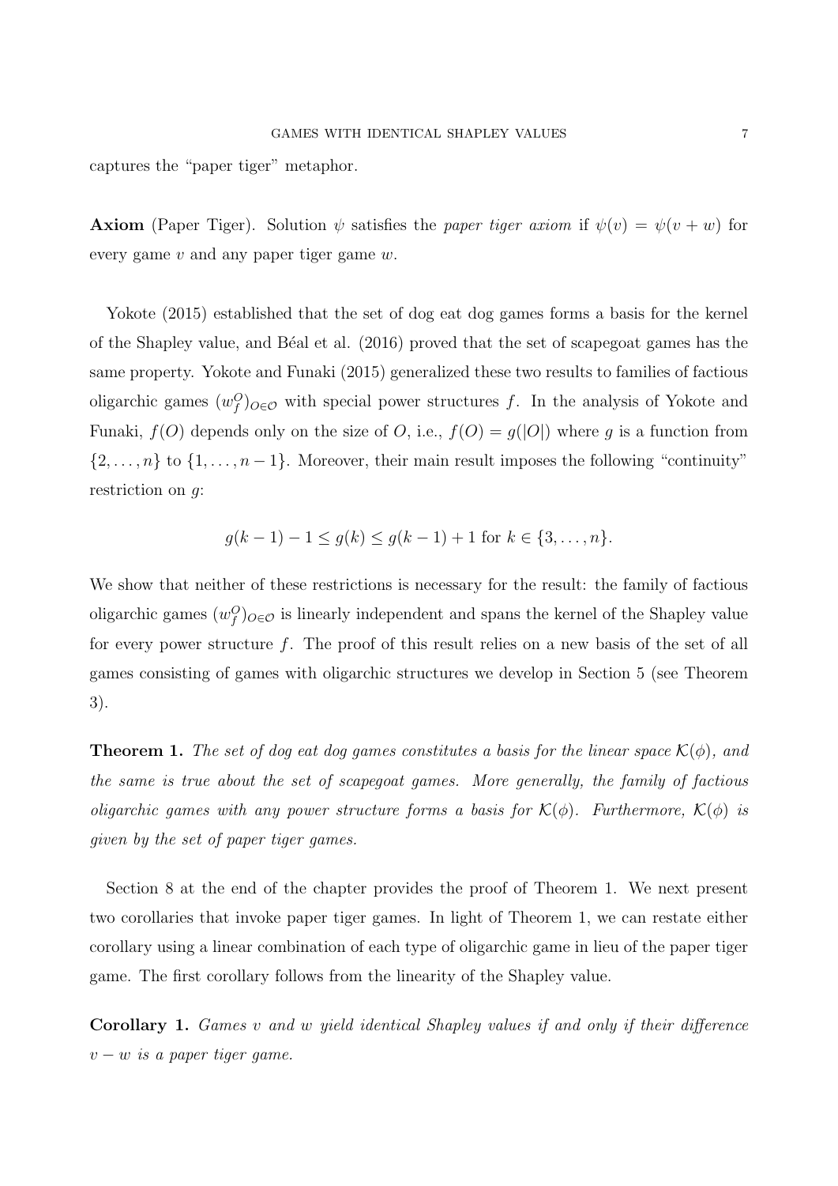captures the "paper tiger" metaphor.

**Axiom** (Paper Tiger). Solution $\psi$ satisfies the *paper tiger axiom* if $\psi(v) = \psi(v + w)$ for every game $v$ and any paper tiger game $w$.

Yokote (2015) established that the set of dog eat dog games forms a basis for the kernel of the Shapley value, and Béal et al. (2016) proved that the set of scapegoat games has the same property. Yokote and Funaki (2015) generalized these two results to families of factious oligarchic games $(w_f^O)_{O\in\mathcal{O}}$ with special power structures $f$. In the analysis of Yokote and Funaki, $f(O)$ depends only on the size of $O$, i.e., $f(O) = g(|O|)$ where $g$ is a function from $\{2, \ldots, n\}$ to $\{1, \ldots, n-1\}$. Moreover, their main result imposes the following "continuity" restriction on $g$:

$$g(k-1) - 1 \leq g(k) \leq g(k-1) + 1 \text{ for } k \in \{3, \ldots, n\}.$$

We show that neither of these restrictions is necessary for the result: the family of factious oligarchic games $(w_f^O)_{O\in\mathcal{O}}$ is linearly independent and spans the kernel of the Shapley value for every power structure $f$. The proof of this result relies on a new basis of the set of all games consisting of games with oligarchic structures we develop in Section 5 (see Theorem 3).

**Theorem 1.** *The set of dog eat dog games constitutes a basis for the linear space $\mathcal{K}(\phi)$, and the same is true about the set of scapegoat games. More generally, the family of factious oligarchic games with any power structure forms a basis for $\mathcal{K}(\phi)$. Furthermore, $\mathcal{K}(\phi)$ is given by the set of paper tiger games.*

Section 8 at the end of the chapter provides the proof of Theorem 1. We next present two corollaries that invoke paper tiger games. In light of Theorem 1, we can restate either corollary using a linear combination of each type of oligarchic game in lieu of the paper tiger game. The first corollary follows from the linearity of the Shapley value.

**Corollary 1.** *Games $v$ and $w$ yield identical Shapley values if and only if their difference $v - w$ is a paper tiger game.*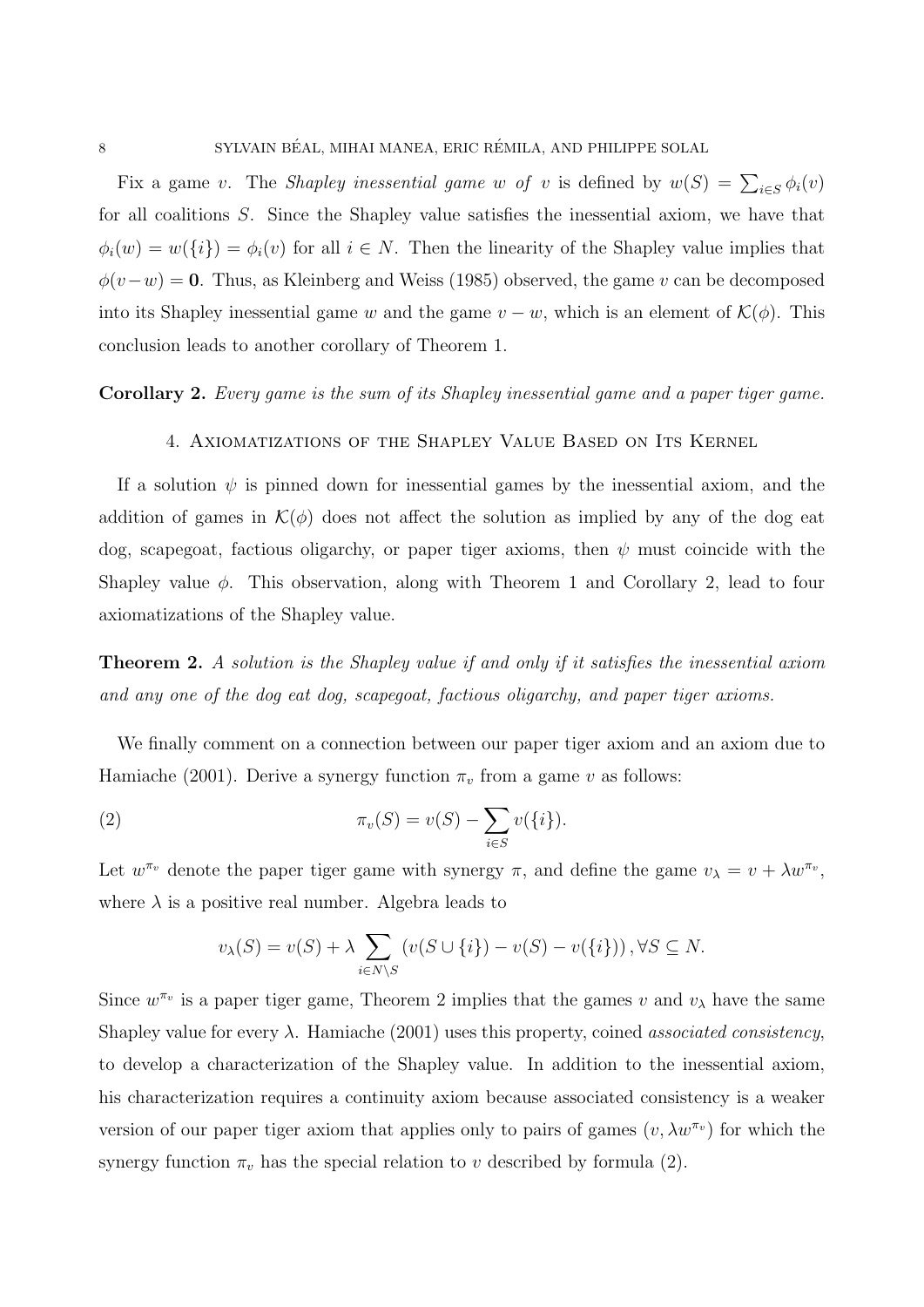Fix a game $v$. The *Shapley inessential game $w$ of $v$* is defined by $w(S) = \sum_{i \in S} \phi_i(v)$ for all coalitions $S$. Since the Shapley value satisfies the inessential axiom, we have that $\phi_i(w) = w(\{i\}) = \phi_i(v)$ for all $i \in N$. Then the linearity of the Shapley value implies that $\phi(v - w) = \mathbf{0}$. Thus, as Kleinberg and Weiss (1985) observed, the game $v$ can be decomposed into its Shapley inessential game $w$ and the game $v - w$, which is an element of $\mathcal{K}(\phi)$. This conclusion leads to another corollary of Theorem 1.

**Corollary 2.** *Every game is the sum of its Shapley inessential game and a paper tiger game.*

## 4. Axiomatizations of the Shapley Value Based on Its Kernel

If a solution $\psi$ is pinned down for inessential games by the inessential axiom, and the addition of games in $\mathcal{K}(\phi)$ does not affect the solution as implied by any of the dog eat dog, scapegoat, factious oligarchy, or paper tiger axioms, then $\psi$ must coincide with the Shapley value $\phi$. This observation, along with Theorem 1 and Corollary 2, lead to four axiomatizations of the Shapley value.

**Theorem 2.** *A solution is the Shapley value if and only if it satisfies the inessential axiom and any one of the dog eat dog, scapegoat, factious oligarchy, and paper tiger axioms.*

We finally comment on a connection between our paper tiger axiom and an axiom due to Hamiache (2001). Derive a synergy function $\pi_v$ from a game $v$ as follows:

$$\pi_v(S) = v(S) - \sum_{i \in S} v(\{i\}). \tag{2}$$

Let $w^{\pi_v}$ denote the paper tiger game with synergy $\pi$, and define the game $v_\lambda = v + \lambda w^{\pi_v}$, where $\lambda$ is a positive real number. Algebra leads to

$$v_\lambda(S) = v(S) + \lambda \sum_{i \in N \setminus S} \left( v(S \cup \{i\}) - v(S) - v(\{i\}) \right), \forall S \subseteq N.$$

Since $w^{\pi_v}$ is a paper tiger game, Theorem 2 implies that the games $v$ and $v_\lambda$ have the same Shapley value for every $\lambda$. Hamiache (2001) uses this property, coined *associated consistency*, to develop a characterization of the Shapley value. In addition to the inessential axiom, his characterization requires a continuity axiom because associated consistency is a weaker version of our paper tiger axiom that applies only to pairs of games $(v, \lambda w^{\pi_v})$ for which the synergy function $\pi_v$ has the special relation to $v$ described by formula (2).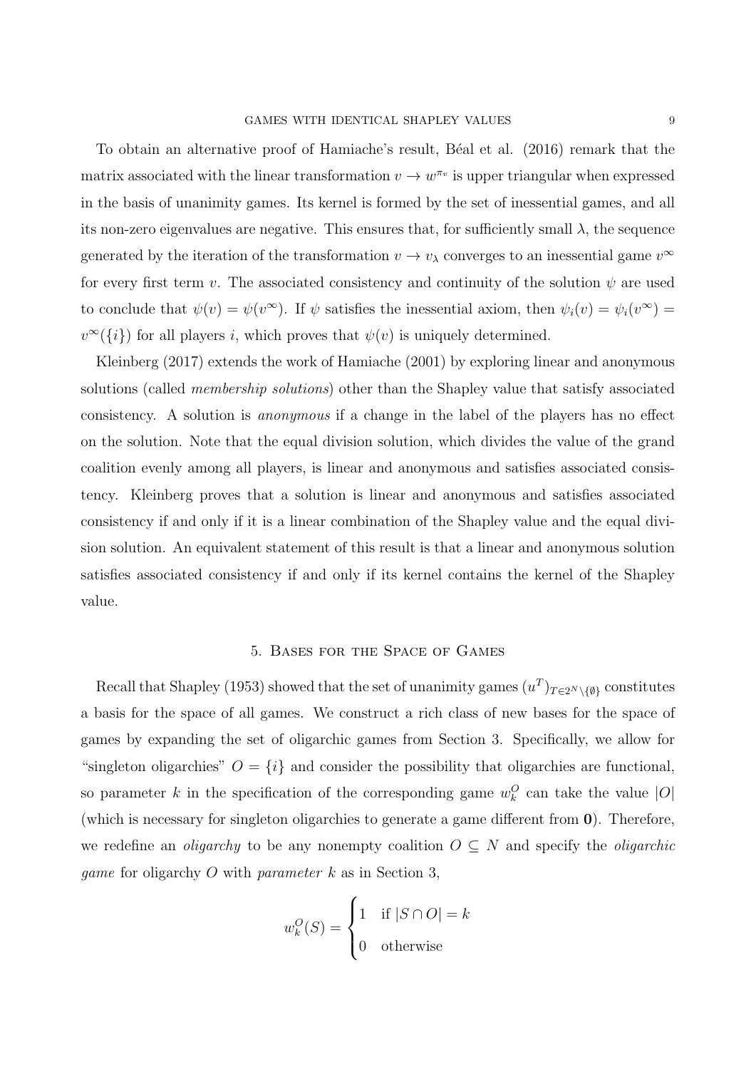To obtain an alternative proof of Hamiache's result, Béal et al. (2016) remark that the matrix associated with the linear transformation $v \to w^{\pi_v}$ is upper triangular when expressed in the basis of unanimity games. Its kernel is formed by the set of inessential games, and all its non-zero eigenvalues are negative. This ensures that, for sufficiently small $\lambda$, the sequence generated by the iteration of the transformation $v \to v_\lambda$ converges to an inessential game $v^\infty$ for every first term $v$. The associated consistency and continuity of the solution $\psi$ are used to conclude that $\psi(v) = \psi(v^\infty)$. If $\psi$ satisfies the inessential axiom, then $\psi_i(v) = \psi_i(v^\infty) = v^\infty(\{i\})$ for all players $i$, which proves that $\psi(v)$ is uniquely determined.

Kleinberg (2017) extends the work of Hamiache (2001) by exploring linear and anonymous solutions (called *membership solutions*) other than the Shapley value that satisfy associated consistency. A solution is *anonymous* if a change in the label of the players has no effect on the solution. Note that the equal division solution, which divides the value of the grand coalition evenly among all players, is linear and anonymous and satisfies associated consistency. Kleinberg proves that a solution is linear and anonymous and satisfies associated consistency if and only if it is a linear combination of the Shapley value and the equal division solution. An equivalent statement of this result is that a linear and anonymous solution satisfies associated consistency if and only if its kernel contains the kernel of the Shapley value.

## 5. Bases for the Space of Games

Recall that Shapley (1953) showed that the set of unanimity games $(u^T)_{T \in 2^N \setminus \{\emptyset\}}$ constitutes a basis for the space of all games. We construct a rich class of new bases for the space of games by expanding the set of oligarchic games from Section 3. Specifically, we allow for "singleton oligarchies" $O = \{i\}$ and consider the possibility that oligarchies are functional, so parameter $k$ in the specification of the corresponding game $w_k^O$ can take the value $|O|$ (which is necessary for singleton oligarchies to generate a game different from $\mathbf{0}$). Therefore, we redefine an *oligarchy* to be any nonempty coalition $O \subseteq N$ and specify the *oligarchic game* for oligarchy $O$ with *parameter* $k$ as in Section 3,

$$w_k^O(S) = \begin{cases} 1 & \text{if } |S \cap O| = k \\ 0 & \text{otherwise} \end{cases}$$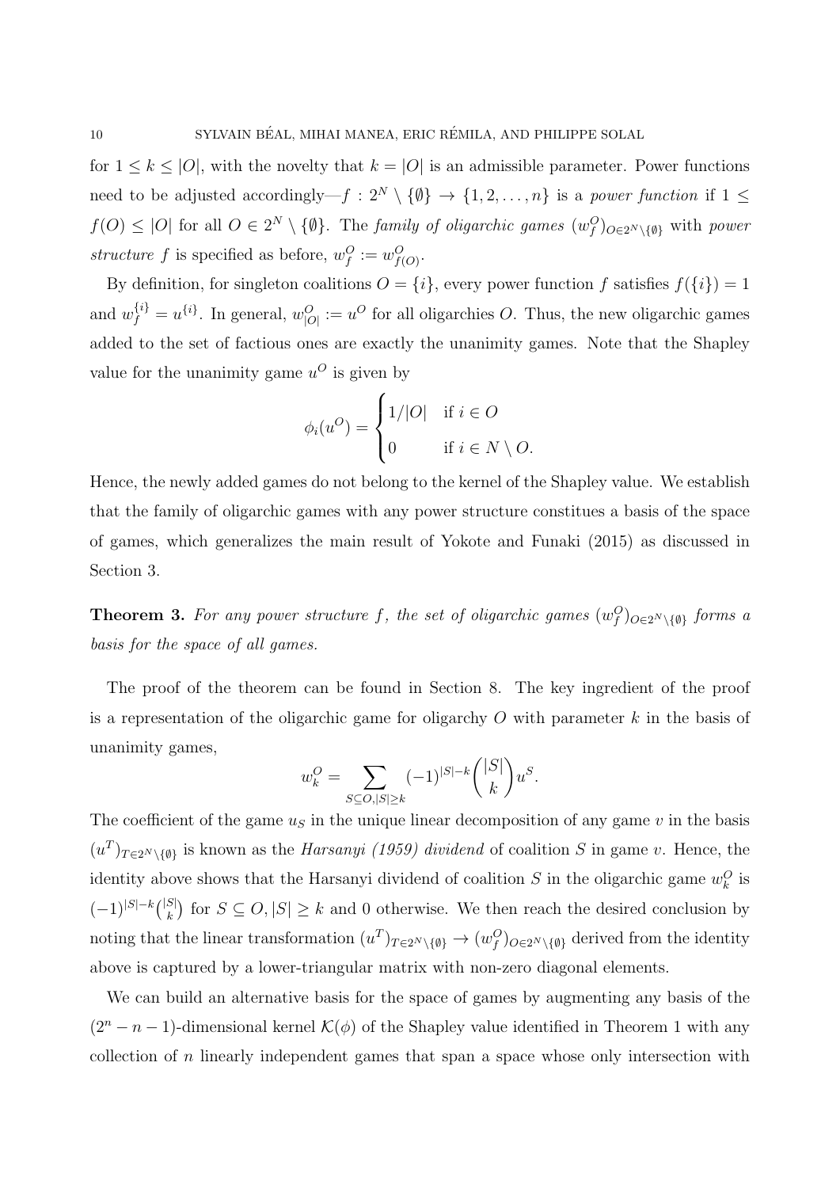for $1 \leq k \leq |O|$, with the novelty that $k = |O|$ is an admissible parameter. Power functions need to be adjusted accordingly—$f : 2^N \setminus \{\emptyset\} \to \{1, 2, \dots, n\}$ is a *power function* if $1 \leq f(O) \leq |O|$ for all $O \in 2^N \setminus \{\emptyset\}$. The *family of oligarchic games* $(w_f^O)_{O \in 2^N \setminus \{\emptyset\}}$ with *power structure* $f$ is specified as before, $w_f^O := w_{f(O)}^O$.

By definition, for singleton coalitions $O = \{i\}$, every power function $f$ satisfies $f(\{i\}) = 1$ and $w_f^{\{i\}} = u^{\{i\}}$. In general, $w_{|O|}^O := u^O$ for all oligarchies $O$. Thus, the new oligarchic games added to the set of factious ones are exactly the unanimity games. Note that the Shapley value for the unanimity game $u^O$ is given by

$$\phi_i(u^O) = \begin{cases} 1/|O| & \text{if } i \in O \\ 0 & \text{if } i \in N \setminus O. \end{cases}$$

Hence, the newly added games do not belong to the kernel of the Shapley value. We establish that the family of oligarchic games with any power structure constitues a basis of the space of games, which generalizes the main result of Yokote and Funaki (2015) as discussed in Section 3.

**Theorem 3.** *For any power structure $f$, the set of oligarchic games $(w_f^O)_{O \in 2^N \setminus \{\emptyset\}}$ forms a basis for the space of all games.*

The proof of the theorem can be found in Section 8. The key ingredient of the proof is a representation of the oligarchic game for oligarchy $O$ with parameter $k$ in the basis of unanimity games,

$$w_k^O = \sum_{S \subseteq O, |S| \geq k} (-1)^{|S|-k} \binom{|S|}{k} u^S.$$

The coefficient of the game $u_S$ in the unique linear decomposition of any game $v$ in the basis $(u^T)_{T \in 2^N \setminus \{\emptyset\}}$ is known as the *Harsanyi (1959) dividend* of coalition $S$ in game $v$. Hence, the identity above shows that the Harsanyi dividend of coalition $S$ in the oligarchic game $w_k^O$ is $(-1)^{|S|-k}\binom{|S|}{k}$ for $S \subseteq O, |S| \geq k$ and 0 otherwise. We then reach the desired conclusion by noting that the linear transformation $(u^T)_{T \in 2^N \setminus \{\emptyset\}} \to (w_f^O)_{O \in 2^N \setminus \{\emptyset\}}$ derived from the identity above is captured by a lower-triangular matrix with non-zero diagonal elements.

We can build an alternative basis for the space of games by augmenting any basis of the $(2^n - n - 1)$-dimensional kernel $\mathcal{K}(\phi)$ of the Shapley value identified in Theorem 1 with any collection of $n$ linearly independent games that span a space whose only intersection with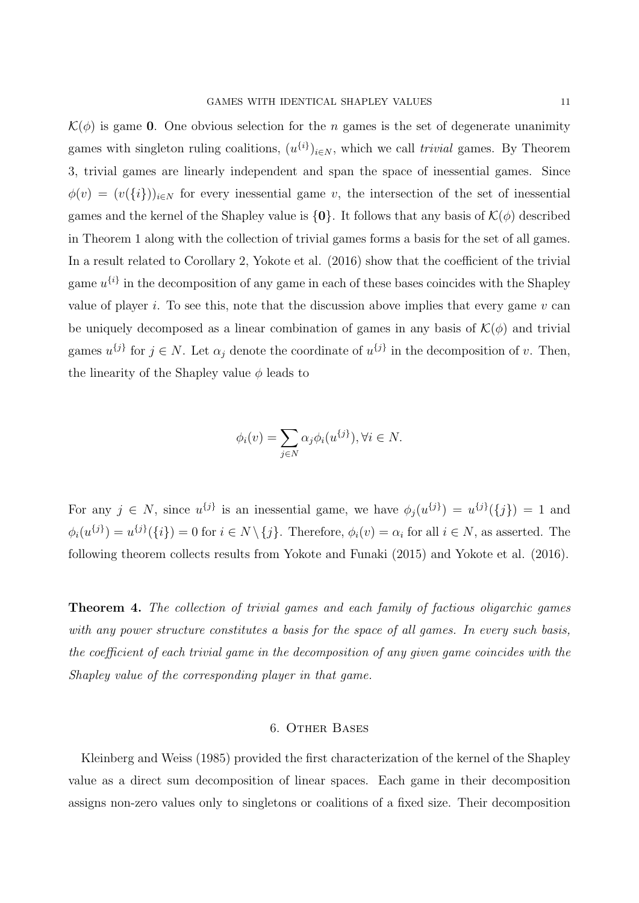$\mathcal{K}(\phi)$ is game $\mathbf{0}$. One obvious selection for the $n$ games is the set of degenerate unanimity games with singleton ruling coalitions, $(u^{\{i\}})_{i \in N}$, which we call *trivial* games. By Theorem 3, trivial games are linearly independent and span the space of inessential games. Since $\phi(v) = (v(\{i\}))_{i \in N}$ for every inessential game $v$, the intersection of the set of inessential games and the kernel of the Shapley value is $\{\mathbf{0}\}$. It follows that any basis of $\mathcal{K}(\phi)$ described in Theorem 1 along with the collection of trivial games forms a basis for the set of all games. In a result related to Corollary 2, Yokote et al. (2016) show that the coefficient of the trivial game $u^{\{i\}}$ in the decomposition of any game in each of these bases coincides with the Shapley value of player $i$. To see this, note that the discussion above implies that every game $v$ can be uniquely decomposed as a linear combination of games in any basis of $\mathcal{K}(\phi)$ and trivial games $u^{\{j\}}$ for $j \in N$. Let $\alpha_j$ denote the coordinate of $u^{\{j\}}$ in the decomposition of $v$. Then, the linearity of the Shapley value $\phi$ leads to

$$\phi_i(v) = \sum_{j \in N} \alpha_j \phi_i(u^{\{j\}}), \forall i \in N.$$

For any $j \in N$, since $u^{\{j\}}$ is an inessential game, we have $\phi_j(u^{\{j\}}) = u^{\{j\}}(\{j\}) = 1$ and $\phi_i(u^{\{j\}}) = u^{\{j\}}(\{i\}) = 0$ for $i \in N \setminus \{j\}$. Therefore, $\phi_i(v) = \alpha_i$ for all $i \in N$, as asserted. The following theorem collects results from Yokote and Funaki (2015) and Yokote et al. (2016).

**Theorem 4.** *The collection of trivial games and each family of factious oligarchic games with any power structure constitutes a basis for the space of all games. In every such basis, the coefficient of each trivial game in the decomposition of any given game coincides with the Shapley value of the corresponding player in that game.*

## 6. Other Bases

Kleinberg and Weiss (1985) provided the first characterization of the kernel of the Shapley value as a direct sum decomposition of linear spaces. Each game in their decomposition assigns non-zero values only to singletons or coalitions of a fixed size. Their decomposition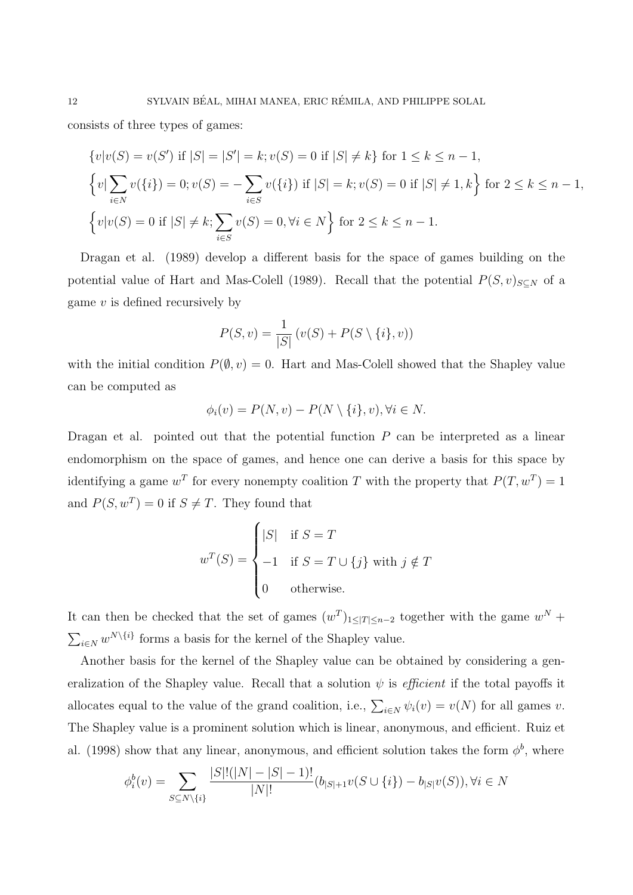consists of three types of games:

$$\{v|v(S) = v(S') \text{ if } |S| = |S'| = k; v(S) = 0 \text{ if } |S| \neq k\} \text{ for } 1 \leq k \leq n-1,$$

$$\Big\{v| \sum_{i \in N} v(\{i\}) = 0; v(S) = -\sum_{i \in S} v(\{i\}) \text{ if } |S| = k; v(S) = 0 \text{ if } |S| \neq 1, k\Big\} \text{ for } 2 \leq k \leq n-1,$$

$$\Big\{v|v(S) = 0 \text{ if } |S| \neq k; \sum_{i \in S} v(S) = 0, \forall i \in N\Big\} \text{ for } 2 \leq k \leq n-1.$$

Dragan et al. (1989) develop a different basis for the space of games building on the potential value of Hart and Mas-Colell (1989). Recall that the potential $P(S,v)_{S \subseteq N}$ of a game $v$ is defined recursively by

$$P(S,v) = \frac{1}{|S|}\left(v(S) + P(S \setminus \{i\}, v)\right)$$

with the initial condition $P(\emptyset, v) = 0$. Hart and Mas-Colell showed that the Shapley value can be computed as

$$\phi_i(v) = P(N,v) - P(N \setminus \{i\}, v), \forall i \in N.$$

Dragan et al. pointed out that the potential function $P$ can be interpreted as a linear endomorphism on the space of games, and hence one can derive a basis for this space by identifying a game $w^T$ for every nonempty coalition $T$ with the property that $P(T, w^T) = 1$ and $P(S, w^T) = 0$ if $S \neq T$. They found that

$$w^T(S) = \begin{cases} |S| & \text{if } S = T \\ -1 & \text{if } S = T \cup \{j\} \text{ with } j \notin T \\ 0 & \text{otherwise.} \end{cases}$$

It can then be checked that the set of games $(w^T)_{1 \leq |T| \leq n-2}$ together with the game $w^N + \sum_{i \in N} w^{N \setminus \{i\}}$ forms a basis for the kernel of the Shapley value.

Another basis for the kernel of the Shapley value can be obtained by considering a generalization of the Shapley value. Recall that a solution $\psi$ is *efficient* if the total payoffs it allocates equal to the value of the grand coalition, i.e., $\sum_{i \in N} \psi_i(v) = v(N)$ for all games $v$. The Shapley value is a prominent solution which is linear, anonymous, and efficient. Ruiz et al. (1998) show that any linear, anonymous, and efficient solution takes the form $\phi^b$, where

$$\phi_i^b(v) = \sum_{S \subseteq N \setminus \{i\}} \frac{|S|!(|N| - |S| - 1)!}{|N|!}(b_{|S|+1} v(S \cup \{i\}) - b_{|S|} v(S)), \forall i \in N$$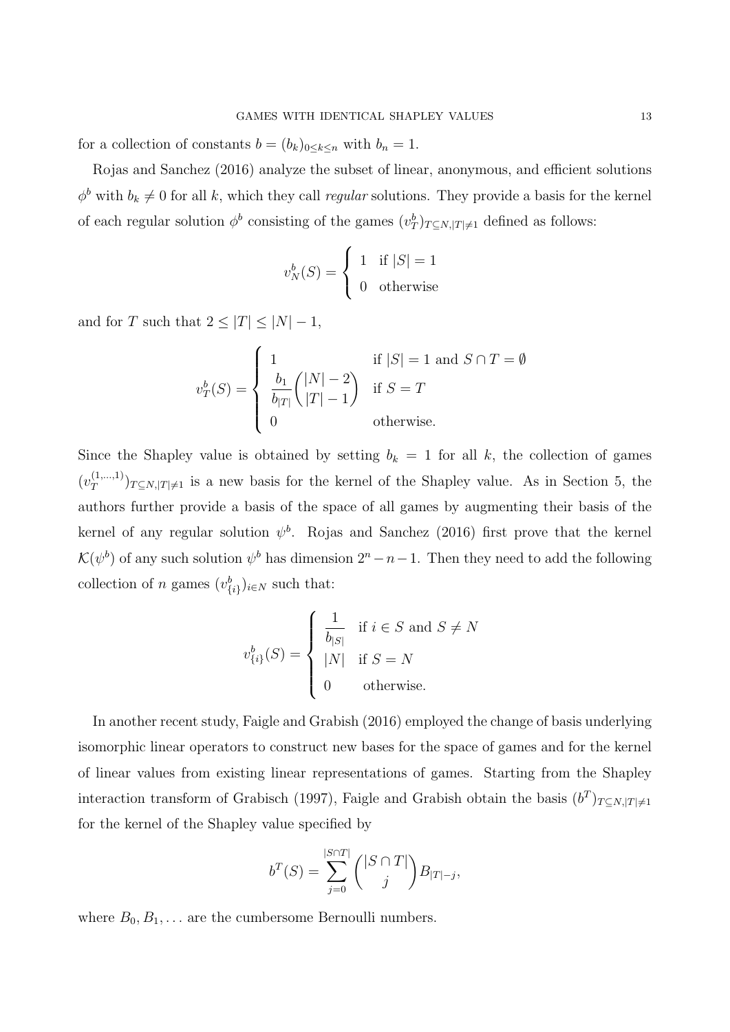for a collection of constants $b = (b_k)_{0 \leq k \leq n}$ with $b_n = 1$.

Rojas and Sanchez (2016) analyze the subset of linear, anonymous, and efficient solutions $\phi^b$ with $b_k \neq 0$ for all $k$, which they call *regular* solutions. They provide a basis for the kernel of each regular solution $\phi^b$ consisting of the games $(v_T^b)_{T \subseteq N, |T| \neq 1}$ defined as follows:

$$v_N^b(S) = \begin{cases} 1 & \text{if } |S| = 1 \\ 0 & \text{otherwise} \end{cases}$$

and for $T$ such that $2 \leq |T| \leq |N| - 1$,

$$v_T^b(S) = \begin{cases} 1 & \text{if } |S| = 1 \text{ and } S \cap T = \emptyset \\ \dfrac{b_1}{b_{|T|}} \dbinom{|N| - 2}{|T| - 1} & \text{if } S = T \\ 0 & \text{otherwise.} \end{cases}$$

Since the Shapley value is obtained by setting $b_k = 1$ for all $k$, the collection of games $(v_T^{(1,\ldots,1)})_{T \subseteq N, |T| \neq 1}$ is a new basis for the kernel of the Shapley value. As in Section 5, the authors further provide a basis of the space of all games by augmenting their basis of the kernel of any regular solution $\psi^b$. Rojas and Sanchez (2016) first prove that the kernel $\mathcal{K}(\psi^b)$ of any such solution $\psi^b$ has dimension $2^n - n - 1$. Then they need to add the following collection of $n$ games $(v_{\{i\}}^b)_{i \in N}$ such that:

$$v_{\{i\}}^b(S) = \begin{cases} \dfrac{1}{b_{|S|}} & \text{if } i \in S \text{ and } S \neq N \\ |N| & \text{if } S = N \\ 0 & \text{otherwise.} \end{cases}$$

In another recent study, Faigle and Grabish (2016) employed the change of basis underlying isomorphic linear operators to construct new bases for the space of games and for the kernel of linear values from existing linear representations of games. Starting from the Shapley interaction transform of Grabisch (1997), Faigle and Grabish obtain the basis $(b^T)_{T \subseteq N, |T| \neq 1}$ for the kernel of the Shapley value specified by

$$b^T(S) = \sum_{j=0}^{|S \cap T|} \binom{|S \cap T|}{j} B_{|T| - j},$$

where $B_0, B_1, \ldots$ are the cumbersome Bernoulli numbers.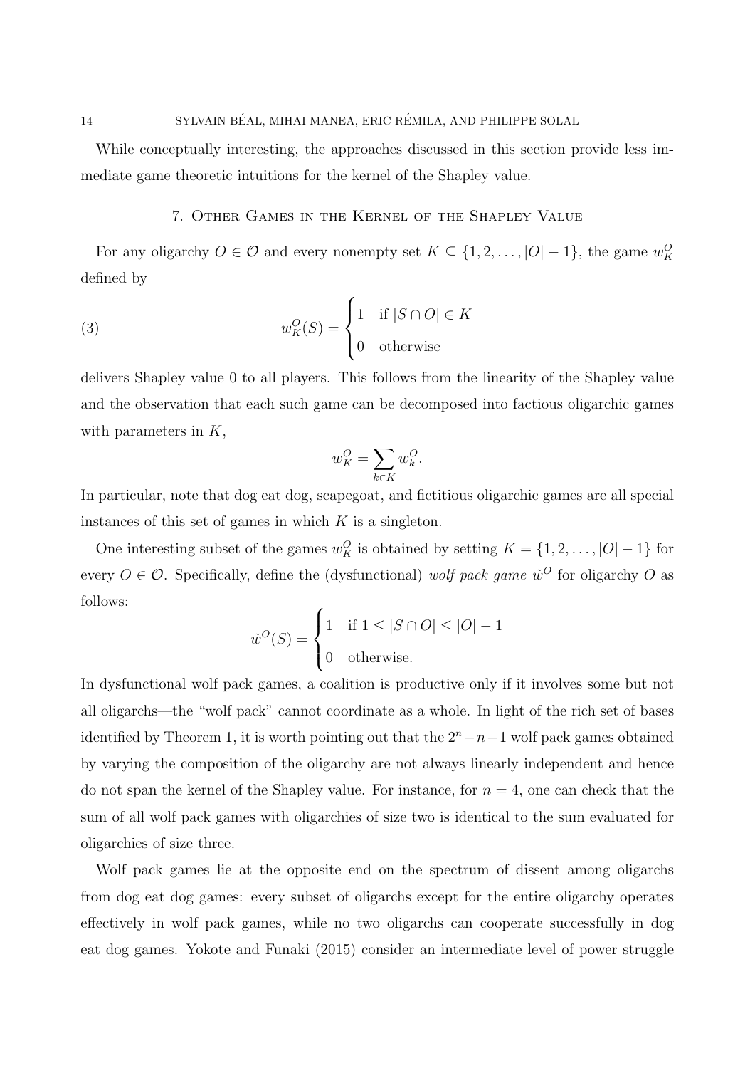While conceptually interesting, the approaches discussed in this section provide less immediate game theoretic intuitions for the kernel of the Shapley value.

## 7. Other Games in the Kernel of the Shapley Value

For any oligarchy $O \in \mathcal{O}$ and every nonempty set $K \subseteq \{1, 2, \ldots, |O|-1\}$, the game $w_K^O$ defined by

$$w_K^O(S) = \begin{cases} 1 & \text{if } |S \cap O| \in K \\ 0 & \text{otherwise} \end{cases} \tag{3}$$

delivers Shapley value 0 to all players. This follows from the linearity of the Shapley value and the observation that each such game can be decomposed into factious oligarchic games with parameters in $K$,

$$w_K^O = \sum_{k \in K} w_k^O.$$

In particular, note that dog eat dog, scapegoat, and fictitious oligarchic games are all special instances of this set of games in which $K$ is a singleton.

One interesting subset of the games $w_K^O$ is obtained by setting $K = \{1, 2, \ldots, |O|-1\}$ for every $O \in \mathcal{O}$. Specifically, define the (dysfunctional) *wolf pack game* $\tilde{w}^O$ for oligarchy $O$ as follows:

$$\tilde{w}^O(S) = \begin{cases} 1 & \text{if } 1 \leq |S \cap O| \leq |O| - 1 \\ 0 & \text{otherwise.} \end{cases}$$

In dysfunctional wolf pack games, a coalition is productive only if it involves some but not all oligarchs—the "wolf pack" cannot coordinate as a whole. In light of the rich set of bases identified by Theorem 1, it is worth pointing out that the $2^n - n - 1$ wolf pack games obtained by varying the composition of the oligarchy are not always linearly independent and hence do not span the kernel of the Shapley value. For instance, for $n = 4$, one can check that the sum of all wolf pack games with oligarchies of size two is identical to the sum evaluated for oligarchies of size three.

Wolf pack games lie at the opposite end on the spectrum of dissent among oligarchs from dog eat dog games: every subset of oligarchs except for the entire oligarchy operates effectively in wolf pack games, while no two oligarchs can cooperate successfully in dog eat dog games. Yokote and Funaki (2015) consider an intermediate level of power struggle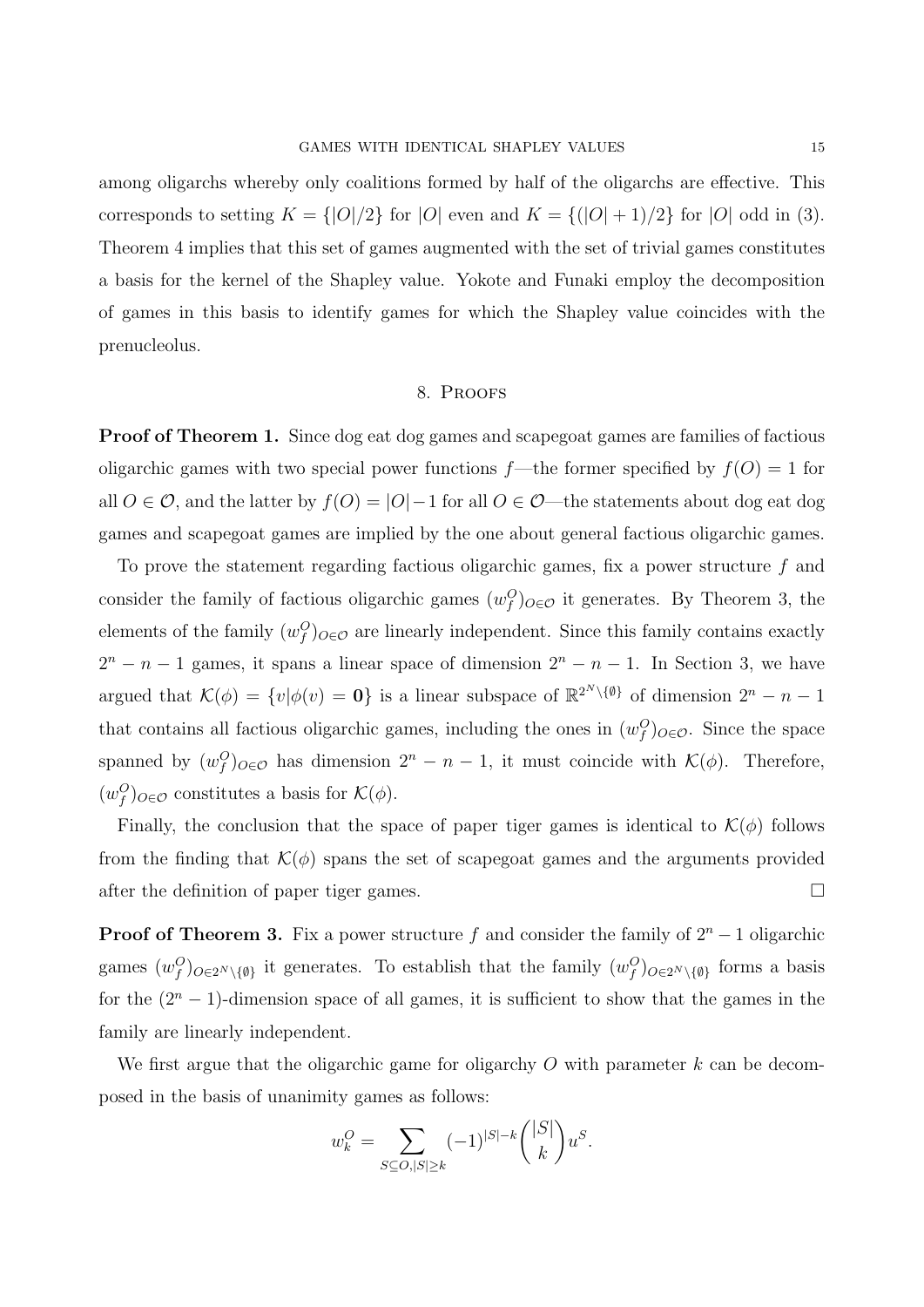among oligarchs whereby only coalitions formed by half of the oligarchs are effective. This corresponds to setting $K = \{|O|/2\}$ for $|O|$ even and $K = \{(|O|+1)/2\}$ for $|O|$ odd in (3). Theorem 4 implies that this set of games augmented with the set of trivial games constitutes a basis for the kernel of the Shapley value. Yokote and Funaki employ the decomposition of games in this basis to identify games for which the Shapley value coincides with the prenucleolus.

## 8. Proofs

**Proof of Theorem 1.** Since dog eat dog games and scapegoat games are families of factious oligarchic games with two special power functions $f$—the former specified by $f(O) = 1$ for all $O \in \mathcal{O}$, and the latter by $f(O) = |O|-1$ for all $O \in \mathcal{O}$—the statements about dog eat dog games and scapegoat games are implied by the one about general factious oligarchic games.

To prove the statement regarding factious oligarchic games, fix a power structure $f$ and consider the family of factious oligarchic games $(w_f^O)_{O\in\mathcal{O}}$ it generates. By Theorem 3, the elements of the family $(w_f^O)_{O\in\mathcal{O}}$ are linearly independent. Since this family contains exactly $2^n - n - 1$ games, it spans a linear space of dimension $2^n - n - 1$. In Section 3, we have argued that $\mathcal{K}(\phi) = \{v|\phi(v) = \mathbf{0}\}$ is a linear subspace of $\mathbb{R}^{2^N\setminus\{\emptyset\}}$ of dimension $2^n - n - 1$ that contains all factious oligarchic games, including the ones in $(w_f^O)_{O\in\mathcal{O}}$. Since the space spanned by $(w_f^O)_{O\in\mathcal{O}}$ has dimension $2^n - n - 1$, it must coincide with $\mathcal{K}(\phi)$. Therefore, $(w_f^O)_{O\in\mathcal{O}}$ constitutes a basis for $\mathcal{K}(\phi)$.

Finally, the conclusion that the space of paper tiger games is identical to $\mathcal{K}(\phi)$ follows from the finding that $\mathcal{K}(\phi)$ spans the set of scapegoat games and the arguments provided after the definition of paper tiger games. $\square$

**Proof of Theorem 3.** Fix a power structure $f$ and consider the family of $2^n - 1$ oligarchic games $(w_f^O)_{O\in 2^N\setminus\{\emptyset\}}$ it generates. To establish that the family $(w_f^O)_{O\in 2^N\setminus\{\emptyset\}}$ forms a basis for the $(2^n-1)$-dimension space of all games, it is sufficient to show that the games in the family are linearly independent.

We first argue that the oligarchic game for oligarchy $O$ with parameter $k$ can be decomposed in the basis of unanimity games as follows:

$$w_k^O = \sum_{S\subseteq O, |S|\geq k} (-1)^{|S|-k} \binom{|S|}{k} u^S.$$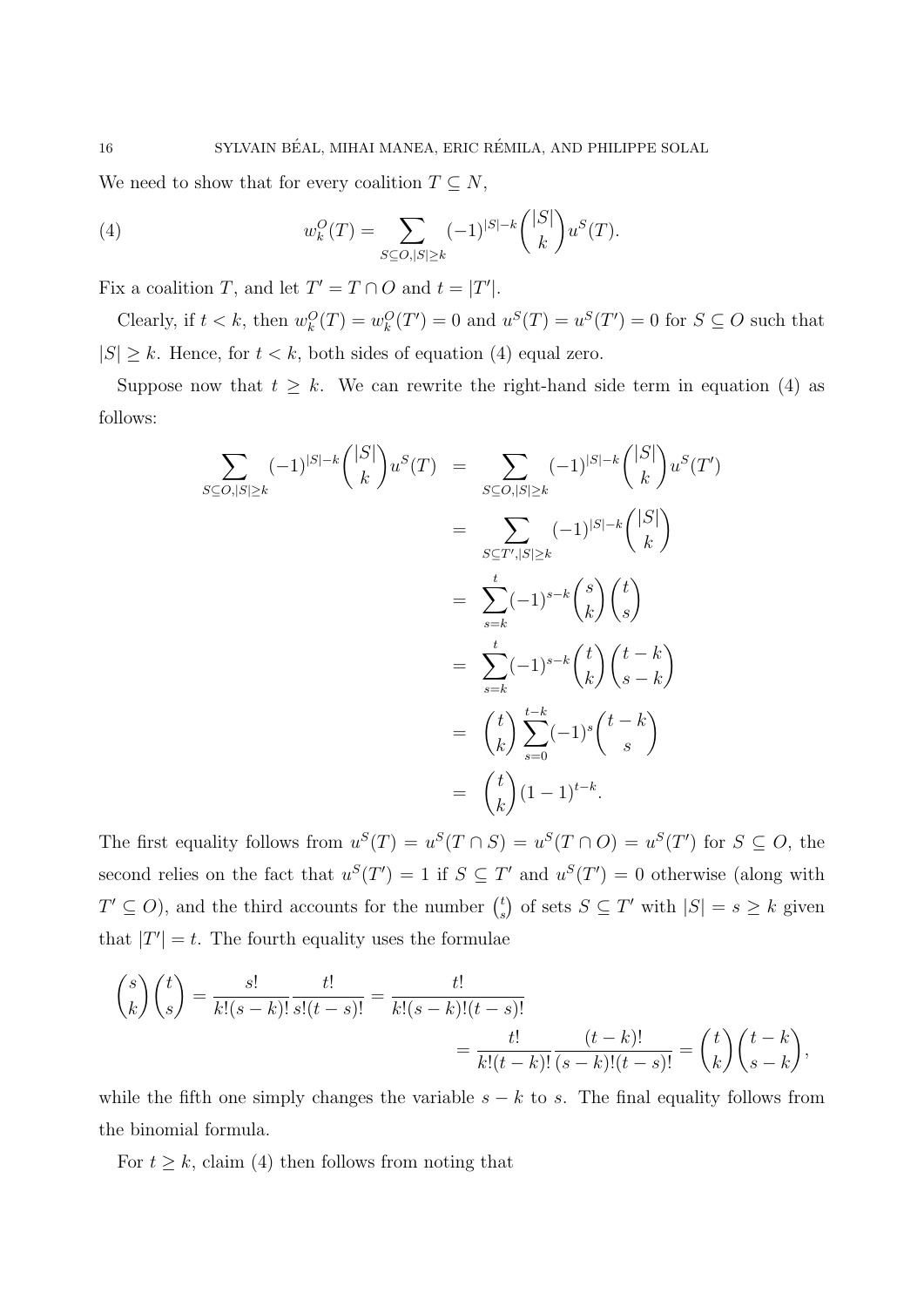We need to show that for every coalition $T \subseteq N$,

$$w_k^O(T) = \sum_{S \subseteq O, |S| \geq k} (-1)^{|S|-k} \binom{|S|}{k} u^S(T). \tag{4}$$

Fix a coalition $T$, and let $T' = T \cap O$ and $t = |T'|$.

Clearly, if $t < k$, then $w_k^O(T) = w_k^O(T') = 0$ and $u^S(T) = u^S(T') = 0$ for $S \subseteq O$ such that $|S| \geq k$. Hence, for $t < k$, both sides of equation (4) equal zero.

Suppose now that $t \geq k$. We can rewrite the right-hand side term in equation (4) as follows:

$$\begin{aligned}
\sum_{S \subseteq O, |S| \geq k} (-1)^{|S|-k} \binom{|S|}{k} u^S(T) &= \sum_{S \subseteq O, |S| \geq k} (-1)^{|S|-k} \binom{|S|}{k} u^S(T') \\
&= \sum_{S \subseteq T', |S| \geq k} (-1)^{|S|-k} \binom{|S|}{k} \\
&= \sum_{s=k}^{t} (-1)^{s-k} \binom{s}{k} \binom{t}{s} \\
&= \sum_{s=k}^{t} (-1)^{s-k} \binom{t}{k} \binom{t-k}{s-k} \\
&= \binom{t}{k} \sum_{s=0}^{t-k} (-1)^s \binom{t-k}{s} \\
&= \binom{t}{k} (1-1)^{t-k}.
\end{aligned}$$

The first equality follows from $u^S(T) = u^S(T \cap S) = u^S(T \cap O) = u^S(T')$ for $S \subseteq O$, the second relies on the fact that $u^S(T') = 1$ if $S \subseteq T'$ and $u^S(T') = 0$ otherwise (along with $T' \subseteq O$), and the third accounts for the number $\binom{t}{s}$ of sets $S \subseteq T'$ with $|S| = s \geq k$ given that $|T'| = t$. The fourth equality uses the formulae

$$\binom{s}{k}\binom{t}{s} = \frac{s!}{k!(s-k)!} \frac{t!}{s!(t-s)!} = \frac{t!}{k!(s-k)!(t-s)!} = \frac{t!}{k!(t-k)!} \frac{(t-k)!}{(s-k)!(t-s)!} = \binom{t}{k}\binom{t-k}{s-k},$$

while the fifth one simply changes the variable $s - k$ to $s$. The final equality follows from the binomial formula.

For $t \geq k$, claim (4) then follows from noting that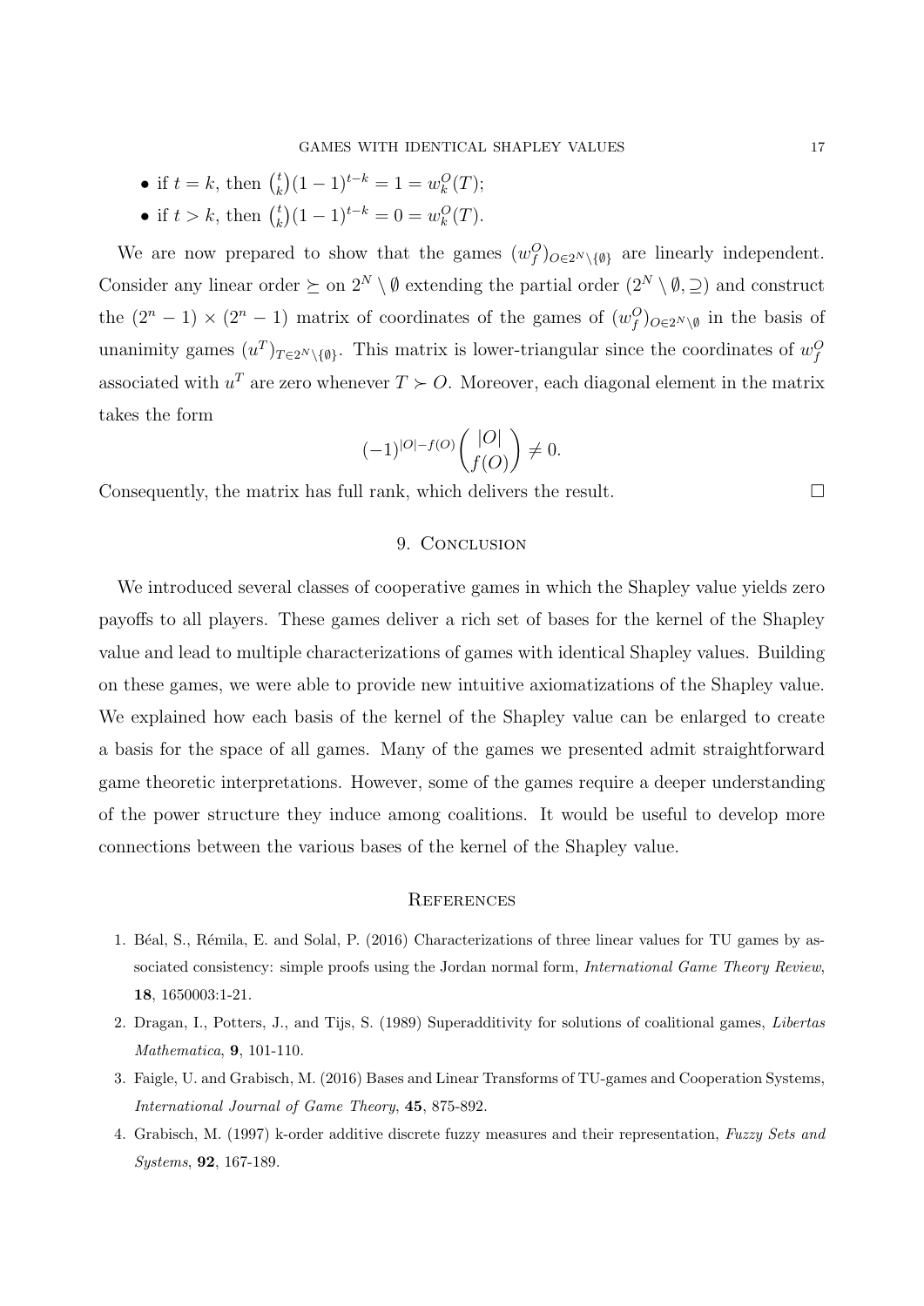- if $t = k$, then $\binom{t}{k}(1-1)^{t-k} = 1 = w_k^O(T)$;
- if $t > k$, then $\binom{t}{k}(1-1)^{t-k} = 0 = w_k^O(T)$.

We are now prepared to show that the games $(w_f^O)_{O \in 2^N \setminus \{\emptyset\}}$ are linearly independent. Consider any linear order $\succeq$ on $2^N \setminus \emptyset$ extending the partial order $(2^N \setminus \emptyset, \supseteq)$ and construct the $(2^n - 1) \times (2^n - 1)$ matrix of coordinates of the games of $(w_f^O)_{O \in 2^N \setminus \emptyset}$ in the basis of unanimity games $(u^T)_{T \in 2^N \setminus \{\emptyset\}}$. This matrix is lower-triangular since the coordinates of $w_f^O$ associated with $u^T$ are zero whenever $T \succ O$. Moreover, each diagonal element in the matrix takes the form

$$(-1)^{|O| - f(O)} \binom{|O|}{f(O)} \neq 0.$$

Consequently, the matrix has full rank, which delivers the result. $\square$

## 9. Conclusion

We introduced several classes of cooperative games in which the Shapley value yields zero payoffs to all players. These games deliver a rich set of bases for the kernel of the Shapley value and lead to multiple characterizations of games with identical Shapley values. Building on these games, we were able to provide new intuitive axiomatizations of the Shapley value. We explained how each basis of the kernel of the Shapley value can be enlarged to create a basis for the space of all games. Many of the games we presented admit straightforward game theoretic interpretations. However, some of the games require a deeper understanding of the power structure they induce among coalitions. It would be useful to develop more connections between the various bases of the kernel of the Shapley value.

## References

1. Béal, S., Rémila, E. and Solal, P. (2016) Characterizations of three linear values for TU games by associated consistency: simple proofs using the Jordan normal form, *International Game Theory Review*, **18**, 1650003:1-21.
2. Dragan, I., Potters, J., and Tijs, S. (1989) Superadditivity for solutions of coalitional games, *Libertas Mathematica*, **9**, 101-110.
3. Faigle, U. and Grabisch, M. (2016) Bases and Linear Transforms of TU-games and Cooperation Systems, *International Journal of Game Theory*, **45**, 875-892.
4. Grabisch, M. (1997) k-order additive discrete fuzzy measures and their representation, *Fuzzy Sets and Systems*, **92**, 167-189.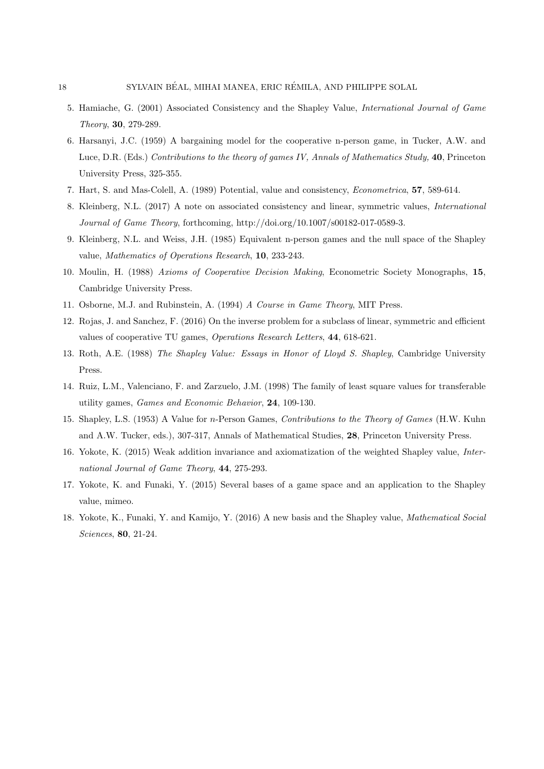5. Hamiache, G. (2001) Associated Consistency and the Shapley Value, *International Journal of Game Theory*, **30**, 279-289.
6. Harsanyi, J.C. (1959) A bargaining model for the cooperative n-person game, in Tucker, A.W. and Luce, D.R. (Eds.) *Contributions to the theory of games IV, Annals of Mathematics Study,* **40**, Princeton University Press, 325-355.
7. Hart, S. and Mas-Colell, A. (1989) Potential, value and consistency, *Econometrica*, **57**, 589-614.
8. Kleinberg, N.L. (2017) A note on associated consistency and linear, symmetric values, *International Journal of Game Theory*, forthcoming, http://doi.org/10.1007/s00182-017-0589-3.
9. Kleinberg, N.L. and Weiss, J.H. (1985) Equivalent n-person games and the null space of the Shapley value, *Mathematics of Operations Research*, **10**, 233-243.
10. Moulin, H. (1988) *Axioms of Cooperative Decision Making*, Econometric Society Monographs, **15**, Cambridge University Press.
11. Osborne, M.J. and Rubinstein, A. (1994) *A Course in Game Theory*, MIT Press.
12. Rojas, J. and Sanchez, F. (2016) On the inverse problem for a subclass of linear, symmetric and efficient values of cooperative TU games, *Operations Research Letters*, **44**, 618-621.
13. Roth, A.E. (1988) *The Shapley Value: Essays in Honor of Lloyd S. Shapley*, Cambridge University Press.
14. Ruiz, L.M., Valenciano, F. and Zarzuelo, J.M. (1998) The family of least square values for transferable utility games, *Games and Economic Behavior*, **24**, 109-130.
15. Shapley, L.S. (1953) A Value for $n$-Person Games, *Contributions to the Theory of Games* (H.W. Kuhn and A.W. Tucker, eds.), 307-317, Annals of Mathematical Studies, **28**, Princeton University Press.
16. Yokote, K. (2015) Weak addition invariance and axiomatization of the weighted Shapley value, *International Journal of Game Theory*, **44**, 275-293.
17. Yokote, K. and Funaki, Y. (2015) Several bases of a game space and an application to the Shapley value, mimeo.
18. Yokote, K., Funaki, Y. and Kamijo, Y. (2016) A new basis and the Shapley value, *Mathematical Social Sciences*, **80**, 21-24.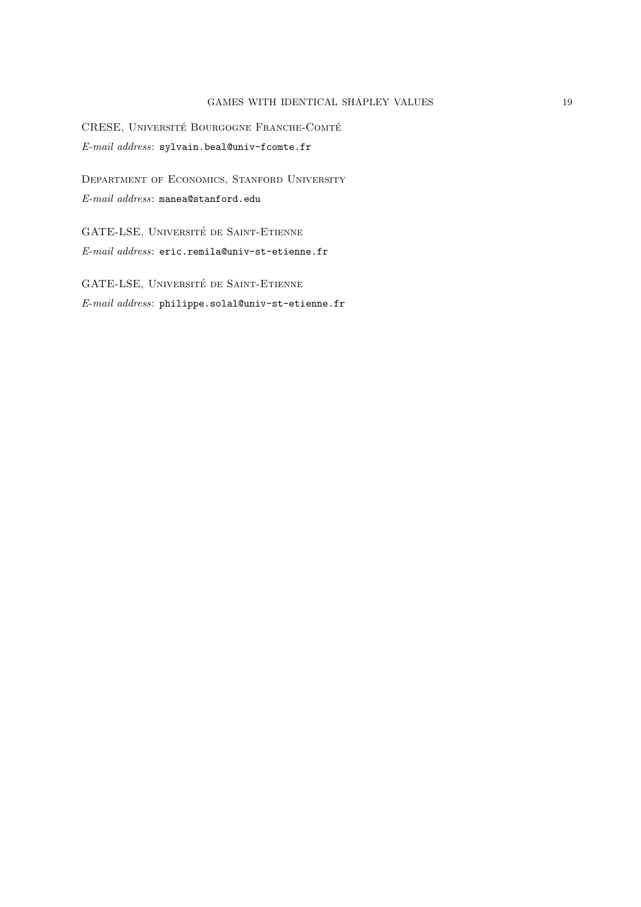CRESE, Université Bourgogne Franche-Comté

*E-mail address*: sylvain.beal@univ-fcomte.fr

Department of Economics, Stanford University

*E-mail address*: manea@stanford.edu

GATE-LSE, Université de Saint-Etienne

*E-mail address*: eric.remila@univ-st-etienne.fr

GATE-LSE, Université de Saint-Etienne

*E-mail address*: philippe.solal@univ-st-etienne.fr